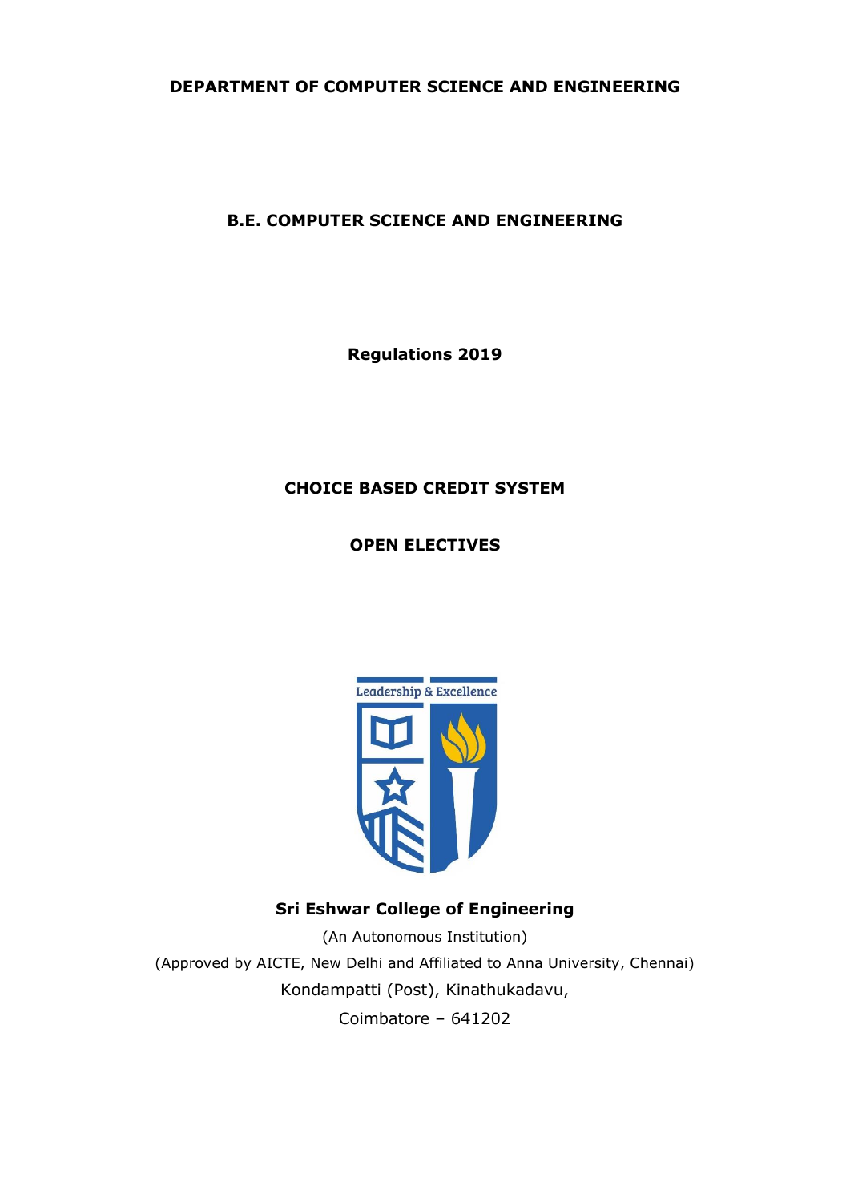**DEPARTMENT OF COMPUTER SCIENCE AND ENGINEERING**

**B.E. COMPUTER SCIENCE AND ENGINEERING**

**Regulations 2019**

**CHOICE BASED CREDIT SYSTEM**

**OPEN ELECTIVES**

Leadership & Excellence

**Sri Eshwar College of Engineering**

(An Autonomous Institution)

(Approved by AICTE, New Delhi and Affiliated to Anna University, Chennai)

Kondampatti (Post), Kinathukadavu,

Coimbatore – 641202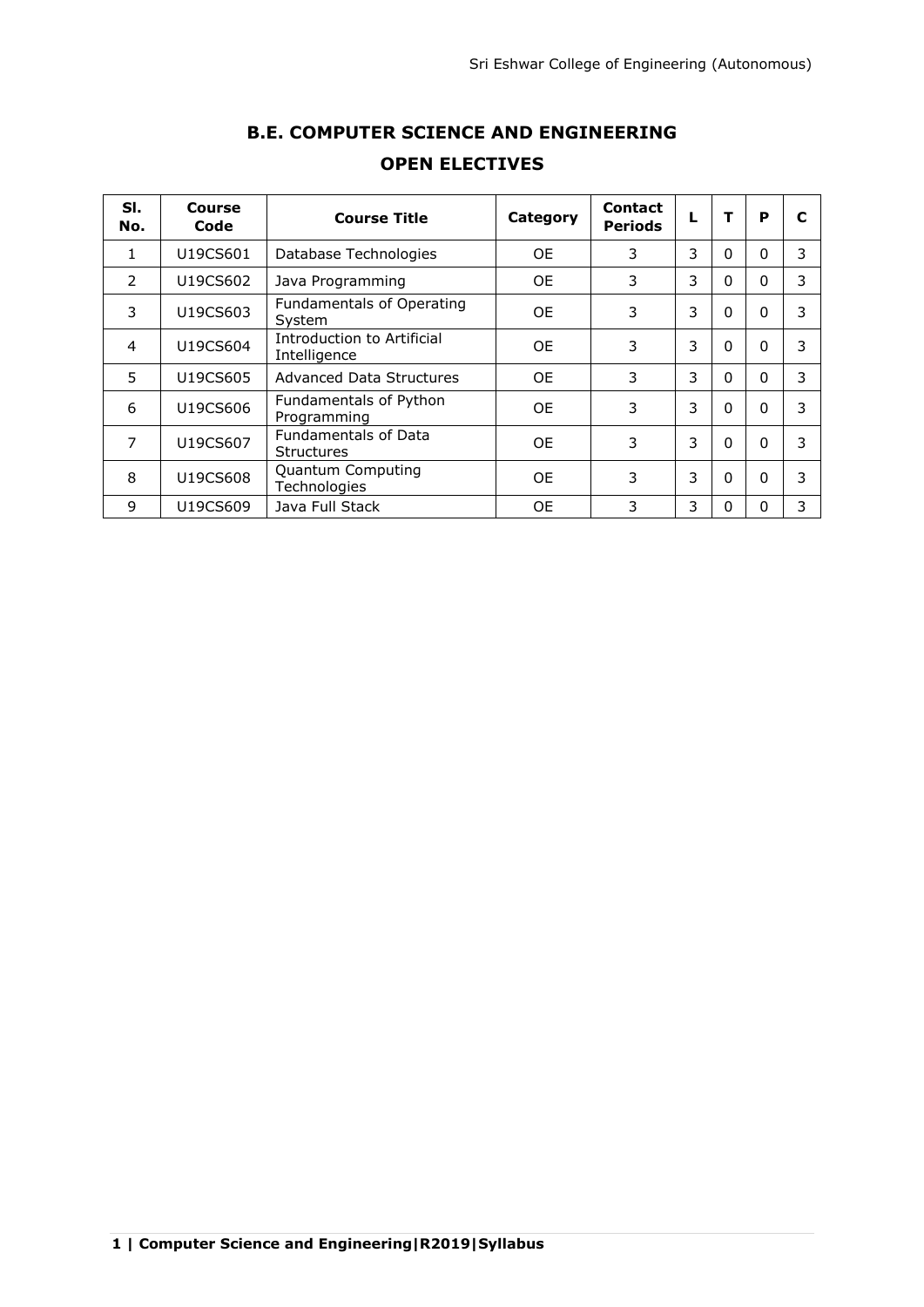# B.E. COMPUTER SCIENCE AND ENGINEERING

## OPEN ELECTIVES

| Sl. No. | Course Code | Course Title | Category | Contact Periods | L | T | P | C |
|---|---|---|---|---|---|---|---|---|
| 1 | U19CS601 | Database Technologies | OE | 3 | 3 | 0 | 0 | 3 |
| 2 | U19CS602 | Java Programming | OE | 3 | 3 | 0 | 0 | 3 |
| 3 | U19CS603 | Fundamentals of Operating System | OE | 3 | 3 | 0 | 0 | 3 |
| 4 | U19CS604 | Introduction to Artificial Intelligence | OE | 3 | 3 | 0 | 0 | 3 |
| 5 | U19CS605 | Advanced Data Structures | OE | 3 | 3 | 0 | 0 | 3 |
| 6 | U19CS606 | Fundamentals of Python Programming | OE | 3 | 3 | 0 | 0 | 3 |
| 7 | U19CS607 | Fundamentals of Data Structures | OE | 3 | 3 | 0 | 0 | 3 |
| 8 | U19CS608 | Quantum Computing Technologies | OE | 3 | 3 | 0 | 0 | 3 |
| 9 | U19CS609 | Java Full Stack | OE | 3 | 3 | 0 | 0 | 3 |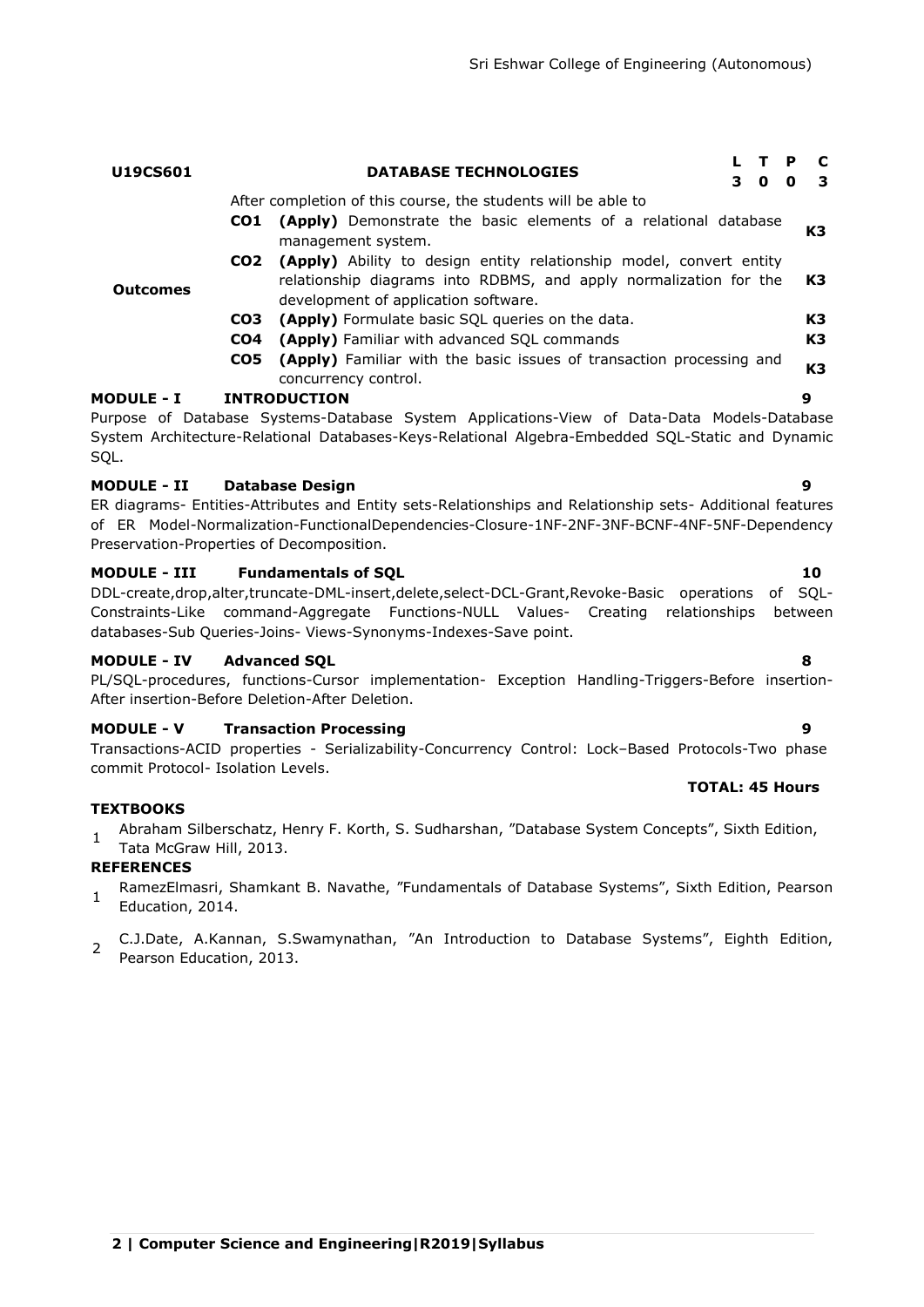| U19CS601 | DATABASE TECHNOLOGIES | | L | T | P | C |
|---|---|---|---|---|---|---|
| | | | 3 | 0 | 0 | 3 |
| **Outcomes** | After completion of this course, the students will be able to | | | | | |
| | **CO1** | **(Apply)** Demonstrate the basic elements of a relational database management system. | | | | **K3** |
| | **CO2** | **(Apply)** Ability to design entity relationship model, convert entity relationship diagrams into RDBMS, and apply normalization for the development of application software. | | | | **K3** |
| | **CO3** | **(Apply)** Formulate basic SQL queries on the data. | | | | **K3** |
| | **CO4** | **(Apply)** Familiar with advanced SQL commands | | | | **K3** |
| | **CO5** | **(Apply)** Familiar with the basic issues of transaction processing and concurrency control. | | | | **K3** |

**MODULE - I INTRODUCTION** **9**

Purpose of Database Systems-Database System Applications-View of Data-Data Models-Database System Architecture-Relational Databases-Keys-Relational Algebra-Embedded SQL-Static and Dynamic SQL.

**MODULE - II Database Design** **9**

ER diagrams- Entities-Attributes and Entity sets-Relationships and Relationship sets- Additional features of ER Model-Normalization-FunctionalDependencies-Closure-1NF-2NF-3NF-BCNF-4NF-5NF-Dependency Preservation-Properties of Decomposition.

**MODULE - III Fundamentals of SQL** **10**

DDL-create,drop,alter,truncate-DML-insert,delete,select-DCL-Grant,Revoke-Basic operations of SQL-Constraints-Like command-Aggregate Functions-NULL Values- Creating relationships between databases-Sub Queries-Joins- Views-Synonyms-Indexes-Save point.

**MODULE - IV Advanced SQL** **8**

PL/SQL-procedures, functions-Cursor implementation- Exception Handling-Triggers-Before insertion-After insertion-Before Deletion-After Deletion.

**MODULE - V Transaction Processing** **9**

Transactions-ACID properties - Serializability-Concurrency Control: Lock–Based Protocols-Two phase commit Protocol- Isolation Levels.

**TOTAL: 45 Hours**

**TEXTBOOKS**

1. Abraham Silberschatz, Henry F. Korth, S. Sudharshan, "Database System Concepts", Sixth Edition, Tata McGraw Hill, 2013.

**REFERENCES**

1. RamezElmasri, Shamkant B. Navathe, "Fundamentals of Database Systems", Sixth Edition, Pearson Education, 2014.
2. C.J.Date, A.Kannan, S.Swamynathan, "An Introduction to Database Systems", Eighth Edition, Pearson Education, 2013.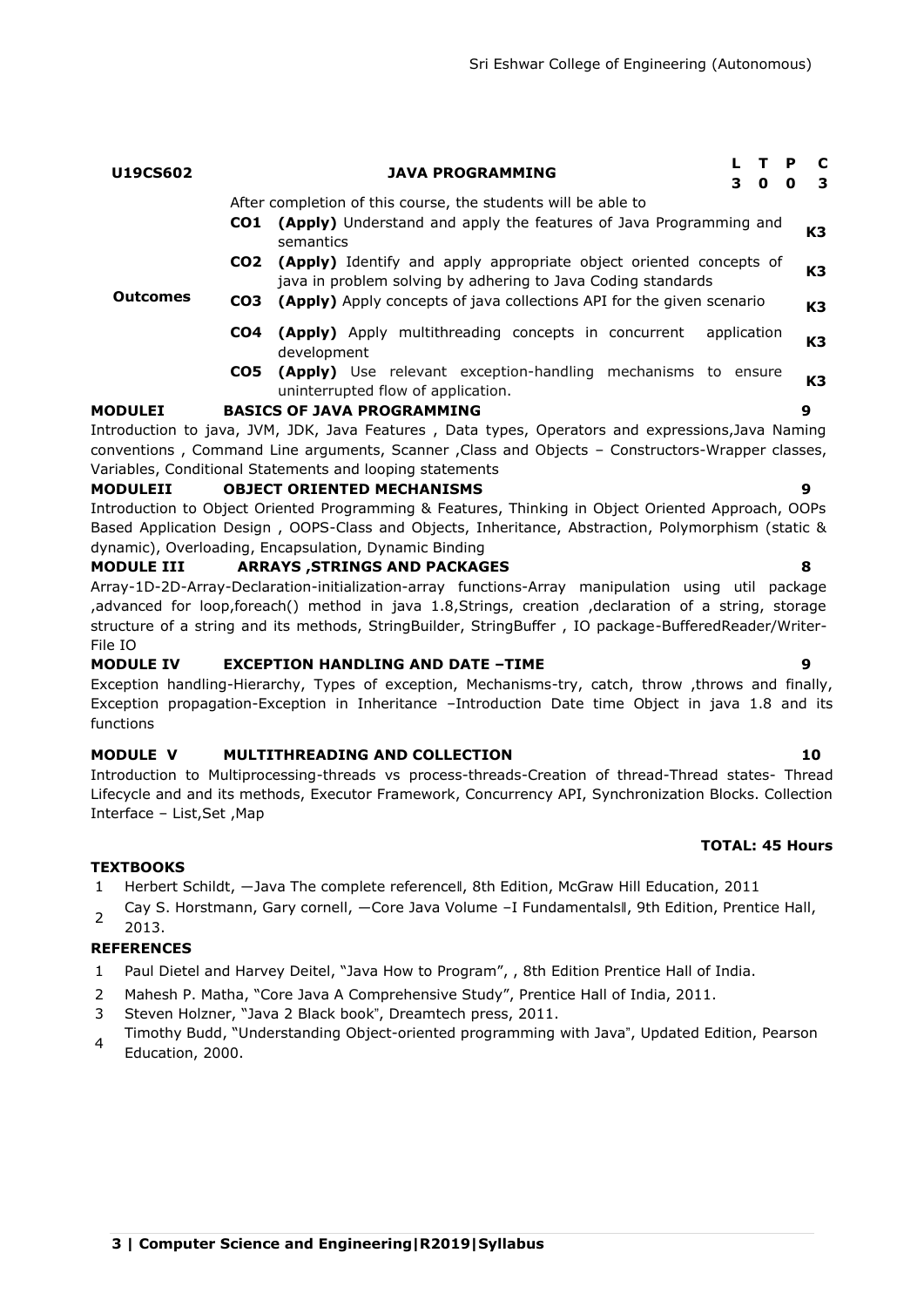| U19CS602 | | JAVA PROGRAMMING | L | T | P | C |
|---|---|---|---|---|---|---|
| | | | 3 | 0 | 0 | 3 |
| | | After completion of this course, the students will be able to | | | | |
| Outcomes | CO1 | **(Apply)** Understand and apply the features of Java Programming and semantics | | | | K3 |
| | CO2 | **(Apply)** Identify and apply appropriate object oriented concepts of java in problem solving by adhering to Java Coding standards | | | | K3 |
| | CO3 | **(Apply)** Apply concepts of java collections API for the given scenario | | | | K3 |
| | CO4 | **(Apply)** Apply multithreading concepts in concurrent application development | | | | K3 |
| | CO5 | **(Apply)** Use relevant exception-handling mechanisms to ensure uninterrupted flow of application. | | | | K3 |

**MODULEI BASICS OF JAVA PROGRAMMING 9**

Introduction to java, JVM, JDK, Java Features , Data types, Operators and expressions,Java Naming conventions , Command Line arguments, Scanner ,Class and Objects – Constructors-Wrapper classes, Variables, Conditional Statements and looping statements

**MODULEII OBJECT ORIENTED MECHANISMS 9**

Introduction to Object Oriented Programming & Features, Thinking in Object Oriented Approach, OOPs Based Application Design , OOPS-Class and Objects, Inheritance, Abstraction, Polymorphism (static & dynamic), Overloading, Encapsulation, Dynamic Binding

**MODULE III ARRAYS ,STRINGS AND PACKAGES 8**

Array-1D-2D-Array-Declaration-initialization-array functions-Array manipulation using util package ,advanced for loop,foreach() method in java 1.8,Strings, creation ,declaration of a string, storage structure of a string and its methods, StringBuilder, StringBuffer , IO package-BufferedReader/Writer-File IO

**MODULE IV EXCEPTION HANDLING AND DATE –TIME 9**

Exception handling-Hierarchy, Types of exception, Mechanisms-try, catch, throw ,throws and finally, Exception propagation-Exception in Inheritance –Introduction Date time Object in java 1.8 and its functions

**MODULE V MULTITHREADING AND COLLECTION 10**

Introduction to Multiprocessing-threads vs process-threads-Creation of thread-Thread states- Thread Lifecycle and and its methods, Executor Framework, Concurrency API, Synchronization Blocks. Collection Interface – List,Set ,Map

**TOTAL: 45 Hours**

**TEXTBOOKS**

1. Herbert Schildt, ―Java The complete reference‖, 8th Edition, McGraw Hill Education, 2011
2. Cay S. Horstmann, Gary cornell, ―Core Java Volume –I Fundamentals‖, 9th Edition, Prentice Hall, 2013.

**REFERENCES**

1. Paul Dietel and Harvey Deitel, "Java How to Program", , 8th Edition Prentice Hall of India.
2. Mahesh P. Matha, "Core Java A Comprehensive Study", Prentice Hall of India, 2011.
3. Steven Holzner, "Java 2 Black book", Dreamtech press, 2011.
4. Timothy Budd, "Understanding Object-oriented programming with Java", Updated Edition, Pearson Education, 2000.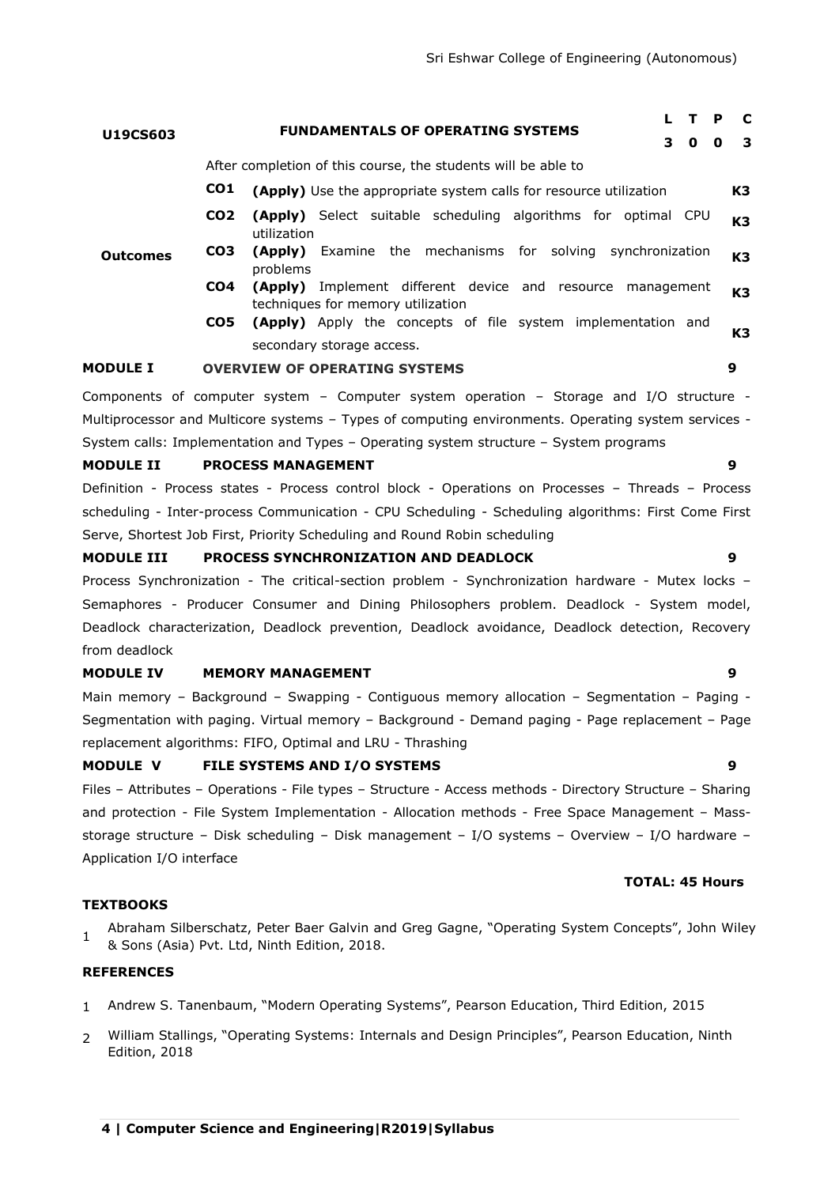| U19CS603 | FUNDAMENTALS OF OPERATING SYSTEMS | L | T | P | C |
|---|---|---|---|---|---|
| | | 3 | 0 | 0 | 3 |

| | After completion of this course, the students will be able to | |
|---|---|---|
| **Outcomes** | **CO1** **(Apply)** Use the appropriate system calls for resource utilization | K3 |
| | **CO2** **(Apply)** Select suitable scheduling algorithms for optimal CPU utilization | K3 |
| | **CO3** **(Apply)** Examine the mechanisms for solving synchronization problems | K3 |
| | **CO4** **(Apply)** Implement different device and resource management techniques for memory utilization | K3 |
| | **CO5** **(Apply)** Apply the concepts of file system implementation and secondary storage access. | K3 |

**MODULE I OVERVIEW OF OPERATING SYSTEMS** **9**

Components of computer system – Computer system operation – Storage and I/O structure - Multiprocessor and Multicore systems – Types of computing environments. Operating system services - System calls: Implementation and Types – Operating system structure – System programs

**MODULE II PROCESS MANAGEMENT** **9**

Definition - Process states - Process control block - Operations on Processes – Threads – Process scheduling - Inter-process Communication - CPU Scheduling - Scheduling algorithms: First Come First Serve, Shortest Job First, Priority Scheduling and Round Robin scheduling

**MODULE III PROCESS SYNCHRONIZATION AND DEADLOCK** **9**

Process Synchronization - The critical-section problem - Synchronization hardware - Mutex locks – Semaphores - Producer Consumer and Dining Philosophers problem. Deadlock - System model, Deadlock characterization, Deadlock prevention, Deadlock avoidance, Deadlock detection, Recovery from deadlock

**MODULE IV MEMORY MANAGEMENT** **9**

Main memory – Background – Swapping - Contiguous memory allocation – Segmentation – Paging - Segmentation with paging. Virtual memory – Background - Demand paging - Page replacement – Page replacement algorithms: FIFO, Optimal and LRU - Thrashing

**MODULE V FILE SYSTEMS AND I/O SYSTEMS** **9**

Files – Attributes – Operations - File types – Structure - Access methods - Directory Structure – Sharing and protection - File System Implementation - Allocation methods - Free Space Management – Mass-storage structure – Disk scheduling – Disk management – I/O systems – Overview – I/O hardware – Application I/O interface

**TOTAL: 45 Hours**

**TEXTBOOKS**

1. Abraham Silberschatz, Peter Baer Galvin and Greg Gagne, "Operating System Concepts", John Wiley & Sons (Asia) Pvt. Ltd, Ninth Edition, 2018.

**REFERENCES**

1. Andrew S. Tanenbaum, "Modern Operating Systems", Pearson Education, Third Edition, 2015
2. William Stallings, "Operating Systems: Internals and Design Principles", Pearson Education, Ninth Edition, 2018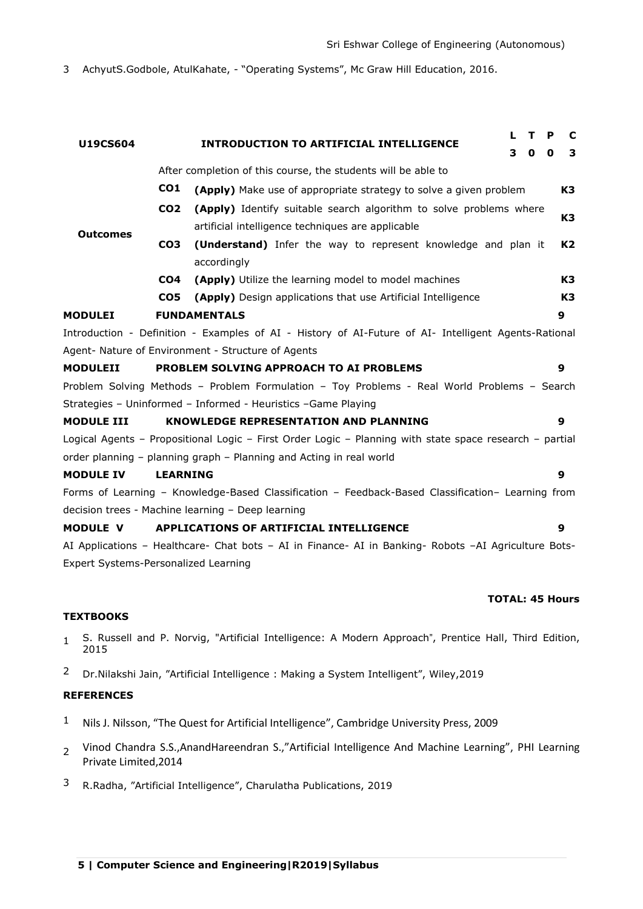3 AchyutS.Godbole, AtulKahate, - "Operating Systems", Mc Graw Hill Education, 2016.

| U19CS604 | INTRODUCTION TO ARTIFICIAL INTELLIGENCE | | L | T | P | C |
|---|---|---|---|---|---|---|
| | | | 3 | 0 | 0 | 3 |

| | | After completion of this course, the students will be able to | |
|---|---|---|---|
| **Outcomes** | **CO1** | **(Apply)** Make use of appropriate strategy to solve a given problem | **K3** |
| | **CO2** | **(Apply)** Identify suitable search algorithm to solve problems where artificial intelligence techniques are applicable | **K3** |
| | **CO3** | **(Understand)** Infer the way to represent knowledge and plan it accordingly | **K2** |
| | **CO4** | **(Apply)** Utilize the learning model to model machines | **K3** |
| | **CO5** | **(Apply)** Design applications that use Artificial Intelligence | **K3** |

**MODULEI FUNDAMENTALS** **9**

Introduction - Definition - Examples of AI - History of AI-Future of AI- Intelligent Agents-Rational Agent- Nature of Environment - Structure of Agents

**MODULEII PROBLEM SOLVING APPROACH TO AI PROBLEMS** **9**

Problem Solving Methods – Problem Formulation – Toy Problems - Real World Problems – Search Strategies – Uninformed – Informed - Heuristics –Game Playing

**MODULE III KNOWLEDGE REPRESENTATION AND PLANNING** **9**

Logical Agents – Propositional Logic – First Order Logic – Planning with state space research – partial order planning – planning graph – Planning and Acting in real world

**MODULE IV LEARNING** **9**

Forms of Learning – Knowledge-Based Classification – Feedback-Based Classification– Learning from decision trees - Machine learning – Deep learning

**MODULE V APPLICATIONS OF ARTIFICIAL INTELLIGENCE** **9**

AI Applications – Healthcare- Chat bots – AI in Finance- AI in Banking- Robots –AI Agriculture Bots-Expert Systems-Personalized Learning

**TOTAL: 45 Hours**

**TEXTBOOKS**

1 S. Russell and P. Norvig, "Artificial Intelligence: A Modern Approach", Prentice Hall, Third Edition, 2015

2 Dr.Nilakshi Jain, "Artificial Intelligence : Making a System Intelligent", Wiley,2019

**REFERENCES**

1 Nils J. Nilsson, "The Quest for Artificial Intelligence", Cambridge University Press, 2009

2 Vinod Chandra S.S.,AnandHareendran S.,"Artificial Intelligence And Machine Learning", PHI Learning Private Limited,2014

3 R.Radha, "Artificial Intelligence", Charulatha Publications, 2019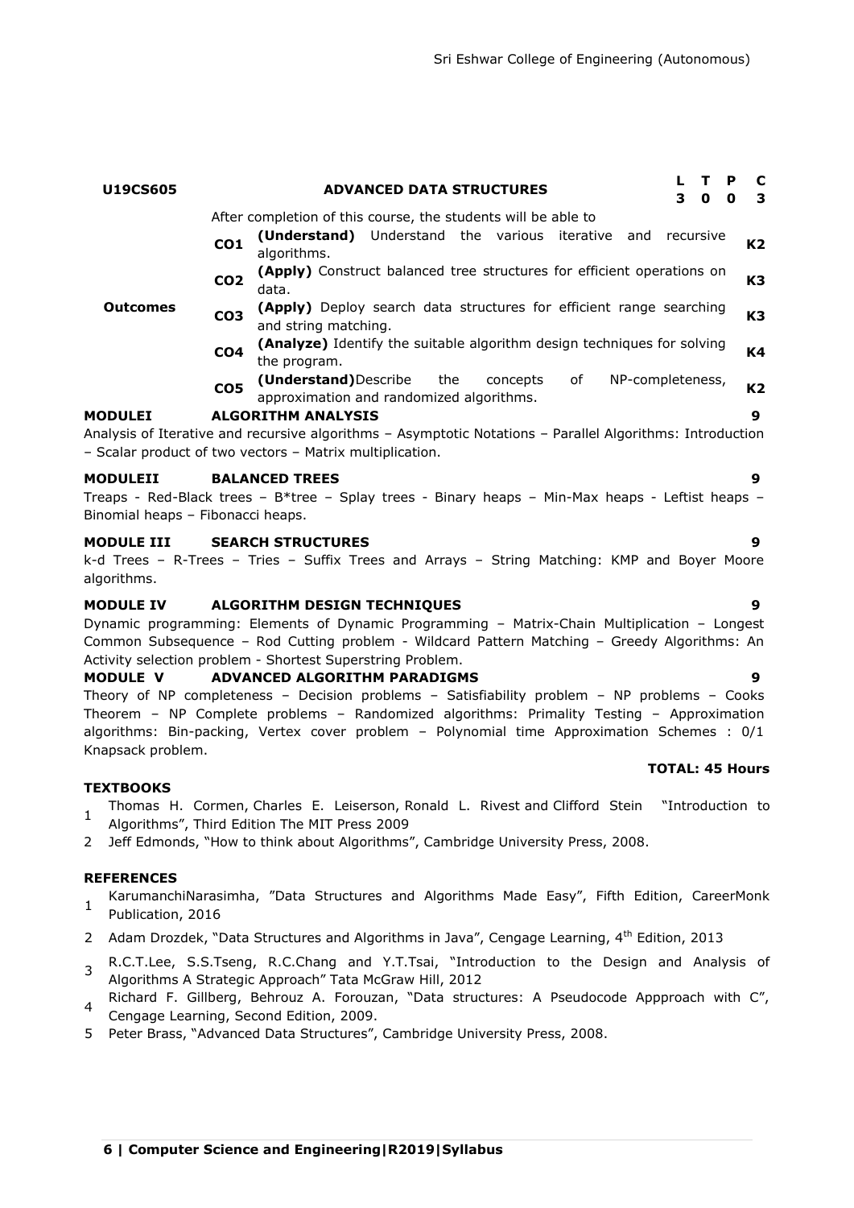| U19CS605 | ADVANCED DATA STRUCTURES | | L | T | P | C |
|---|---|---|---|---|---|---|
| | | | 3 | 0 | 0 | 3 |

| | | After completion of this course, the students will be able to | |
|---|---|---|---|
| **Outcomes** | **CO1** | **(Understand)** Understand the various iterative and recursive algorithms. | **K2** |
| | **CO2** | **(Apply)** Construct balanced tree structures for efficient operations on data. | **K3** |
| | **CO3** | **(Apply)** Deploy search data structures for efficient range searching and string matching. | **K3** |
| | **CO4** | **(Analyze)** Identify the suitable algorithm design techniques for solving the program. | **K4** |
| | **CO5** | **(Understand)** Describe the concepts of NP-completeness, approximation and randomized algorithms. | **K2** |

**MODULEI ALGORITHM ANALYSIS 9**

Analysis of Iterative and recursive algorithms – Asymptotic Notations – Parallel Algorithms: Introduction – Scalar product of two vectors – Matrix multiplication.

**MODULEII BALANCED TREES 9**

Treaps - Red-Black trees – B*tree – Splay trees - Binary heaps – Min-Max heaps - Leftist heaps – Binomial heaps – Fibonacci heaps.

**MODULE III SEARCH STRUCTURES 9**

k-d Trees – R-Trees – Tries – Suffix Trees and Arrays – String Matching: KMP and Boyer Moore algorithms.

**MODULE IV ALGORITHM DESIGN TECHNIQUES 9**

Dynamic programming: Elements of Dynamic Programming – Matrix-Chain Multiplication – Longest Common Subsequence – Rod Cutting problem - Wildcard Pattern Matching – Greedy Algorithms: An Activity selection problem - Shortest Superstring Problem.

**MODULE V ADVANCED ALGORITHM PARADIGMS 9**

Theory of NP completeness – Decision problems – Satisfiability problem – NP problems – Cooks Theorem – NP Complete problems – Randomized algorithms: Primality Testing – Approximation algorithms: Bin-packing, Vertex cover problem – Polynomial time Approximation Schemes : 0/1 Knapsack problem.

**TOTAL: 45 Hours**

**TEXTBOOKS**

1. Thomas H. Cormen, Charles E. Leiserson, Ronald L. Rivest and Clifford Stein "Introduction to Algorithms", Third Edition The MIT Press 2009
2. Jeff Edmonds, "How to think about Algorithms", Cambridge University Press, 2008.

**REFERENCES**

1. KarumanchiNarasimha, "Data Structures and Algorithms Made Easy", Fifth Edition, CareerMonk Publication, 2016
2. Adam Drozdek, "Data Structures and Algorithms in Java", Cengage Learning, 4th Edition, 2013
3. R.C.T.Lee, S.S.Tseng, R.C.Chang and Y.T.Tsai, "Introduction to the Design and Analysis of Algorithms A Strategic Approach" Tata McGraw Hill, 2012
4. Richard F. Gillberg, Behrouz A. Forouzan, "Data structures: A Pseudocode Appproach with C", Cengage Learning, Second Edition, 2009.
5. Peter Brass, "Advanced Data Structures", Cambridge University Press, 2008.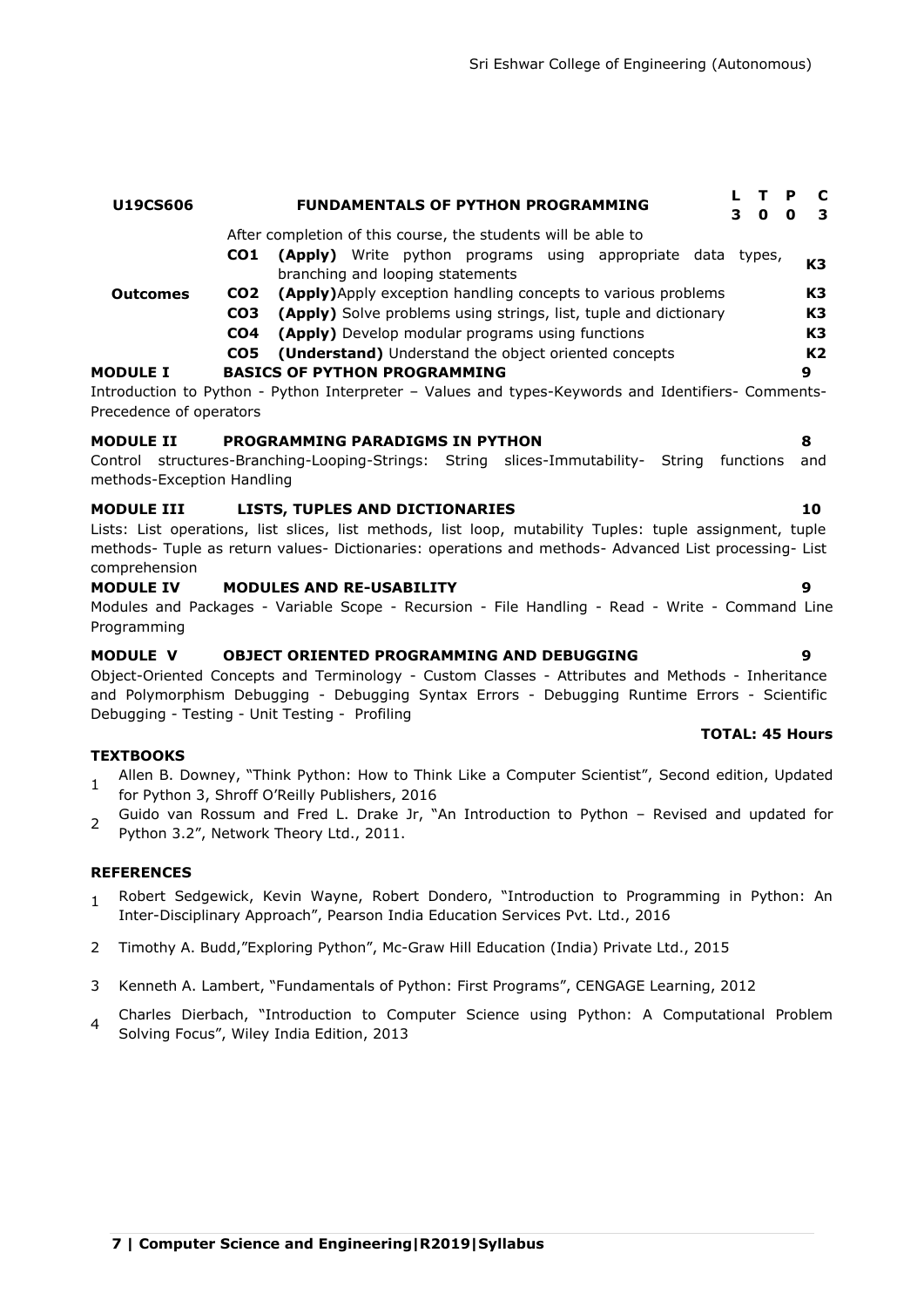| U19CS606 | FUNDAMENTALS OF PYTHON PROGRAMMING | | L | T | P | C |
|---|---|---|---|---|---|---|
| | | | 3 | 0 | 0 | 3 |

| | | After completion of this course, the students will be able to | |
|---|---|---|---|
| **Outcomes** | **CO1** | **(Apply)** Write python programs using appropriate data types, branching and looping statements | **K3** |
| | **CO2** | **(Apply)** Apply exception handling concepts to various problems | **K3** |
| | **CO3** | **(Apply)** Solve problems using strings, list, tuple and dictionary | **K3** |
| | **CO4** | **(Apply)** Develop modular programs using functions | **K3** |
| | **CO5** | **(Understand)** Understand the object oriented concepts | **K2** |

**MODULE I — BASICS OF PYTHON PROGRAMMING — 9**

Introduction to Python - Python Interpreter – Values and types-Keywords and Identifiers- Comments-Precedence of operators

**MODULE II — PROGRAMMING PARADIGMS IN PYTHON — 8**

Control structures-Branching-Looping-Strings: String slices-Immutability- String functions and methods-Exception Handling

**MODULE III — LISTS, TUPLES AND DICTIONARIES — 10**

Lists: List operations, list slices, list methods, list loop, mutability Tuples: tuple assignment, tuple methods- Tuple as return values- Dictionaries: operations and methods- Advanced List processing- List comprehension

**MODULE IV — MODULES AND RE-USABILITY — 9**

Modules and Packages - Variable Scope - Recursion - File Handling - Read - Write - Command Line Programming

**MODULE V — OBJECT ORIENTED PROGRAMMING AND DEBUGGING — 9**

Object-Oriented Concepts and Terminology - Custom Classes - Attributes and Methods - Inheritance and Polymorphism Debugging - Debugging Syntax Errors - Debugging Runtime Errors - Scientific Debugging - Testing - Unit Testing - Profiling

**TOTAL: 45 Hours**

**TEXTBOOKS**

1. Allen B. Downey, "Think Python: How to Think Like a Computer Scientist", Second edition, Updated for Python 3, Shroff O'Reilly Publishers, 2016
2. Guido van Rossum and Fred L. Drake Jr, "An Introduction to Python – Revised and updated for Python 3.2", Network Theory Ltd., 2011.

**REFERENCES**

1. Robert Sedgewick, Kevin Wayne, Robert Dondero, "Introduction to Programming in Python: An Inter-Disciplinary Approach", Pearson India Education Services Pvt. Ltd., 2016
2. Timothy A. Budd,"Exploring Python", Mc-Graw Hill Education (India) Private Ltd., 2015
3. Kenneth A. Lambert, "Fundamentals of Python: First Programs", CENGAGE Learning, 2012
4. Charles Dierbach, "Introduction to Computer Science using Python: A Computational Problem Solving Focus", Wiley India Edition, 2013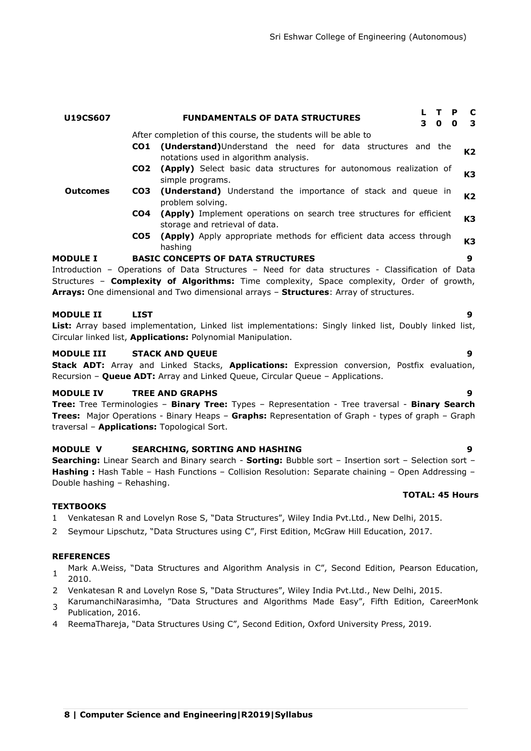| U19CS607 | | FUNDAMENTALS OF DATA STRUCTURES | L | T | P | C |
|---|---|---|---|---|---|---|
| | | | 3 | 0 | 0 | 3 |
| | | After completion of this course, the students will be able to | | | | |
| **Outcomes** | **CO1** | **(Understand)**Understand the need for data structures and the notations used in algorithm analysis. | | | | **K2** |
| | **CO2** | **(Apply)** Select basic data structures for autonomous realization of simple programs. | | | | **K3** |
| | **CO3** | **(Understand)** Understand the importance of stack and queue in problem solving. | | | | **K2** |
| | **CO4** | **(Apply)** Implement operations on search tree structures for efficient storage and retrieval of data. | | | | **K3** |
| | **CO5** | **(Apply)** Apply appropriate methods for efficient data access through hashing | | | | **K3** |

**MODULE I BASIC CONCEPTS OF DATA STRUCTURES 9**

Introduction – Operations of Data Structures – Need for data structures - Classification of Data Structures – **Complexity of Algorithms:** Time complexity, Space complexity, Order of growth, **Arrays:** One dimensional and Two dimensional arrays – **Structures**: Array of structures.

**MODULE II LIST 9**

**List:** Array based implementation, Linked list implementations: Singly linked list, Doubly linked list, Circular linked list, **Applications:** Polynomial Manipulation.

**MODULE III STACK AND QUEUE 9**

**Stack ADT:** Array and Linked Stacks, **Applications:** Expression conversion, Postfix evaluation, Recursion – **Queue ADT:** Array and Linked Queue, Circular Queue – Applications.

**MODULE IV TREE AND GRAPHS 9**

**Tree:** Tree Terminologies – **Binary Tree:** Types – Representation - Tree traversal - **Binary Search Trees:** Major Operations - Binary Heaps – **Graphs:** Representation of Graph - types of graph – Graph traversal – **Applications:** Topological Sort.

**MODULE V SEARCHING, SORTING AND HASHING 9**

**Searching:** Linear Search and Binary search - **Sorting:** Bubble sort – Insertion sort – Selection sort – **Hashing :** Hash Table – Hash Functions – Collision Resolution: Separate chaining – Open Addressing – Double hashing – Rehashing.

**TOTAL: 45 Hours**

**TEXTBOOKS**

1. Venkatesan R and Lovelyn Rose S, "Data Structures", Wiley India Pvt.Ltd., New Delhi, 2015.
2. Seymour Lipschutz, "Data Structures using C", First Edition, McGraw Hill Education, 2017.

**REFERENCES**

1. Mark A.Weiss, "Data Structures and Algorithm Analysis in C", Second Edition, Pearson Education, 2010.
2. Venkatesan R and Lovelyn Rose S, "Data Structures", Wiley India Pvt.Ltd., New Delhi, 2015.
3. KarumanchiNarasimha, "Data Structures and Algorithms Made Easy", Fifth Edition, CareerMonk Publication, 2016.
4. ReemaThareja, "Data Structures Using C", Second Edition, Oxford University Press, 2019.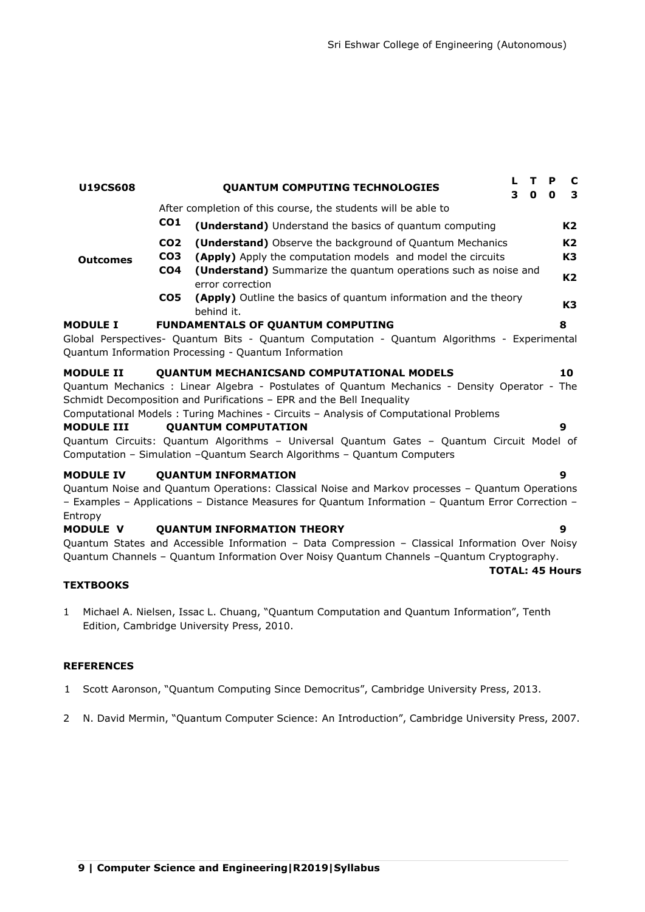| U19CS608 | QUANTUM COMPUTING TECHNOLOGIES | | L | T | P | C |
|---|---|---|---|---|---|---|
| | | | 3 | 0 | 0 | 3 |
| | After completion of this course, the students will be able to | | | | | |
| **Outcomes** | **CO1** | **(Understand)** Understand the basics of quantum computing | | | | **K2** |
| | **CO2** | **(Understand)** Observe the background of Quantum Mechanics | | | | **K2** |
| | **CO3** | **(Apply)** Apply the computation models and model the circuits | | | | **K3** |
| | **CO4** | **(Understand)** Summarize the quantum operations such as noise and error correction | | | | **K2** |
| | **CO5** | **(Apply)** Outline the basics of quantum information and the theory behind it. | | | | **K3** |

**MODULE I FUNDAMENTALS OF QUANTUM COMPUTING** **8**

Global Perspectives- Quantum Bits - Quantum Computation - Quantum Algorithms - Experimental Quantum Information Processing - Quantum Information

**MODULE II QUANTUM MECHANICSAND COMPUTATIONAL MODELS** **10**

Quantum Mechanics : Linear Algebra - Postulates of Quantum Mechanics - Density Operator - The Schmidt Decomposition and Purifications – EPR and the Bell Inequality

Computational Models : Turing Machines - Circuits – Analysis of Computational Problems

**MODULE III QUANTUM COMPUTATION** **9**

Quantum Circuits: Quantum Algorithms – Universal Quantum Gates – Quantum Circuit Model of Computation – Simulation –Quantum Search Algorithms – Quantum Computers

**MODULE IV QUANTUM INFORMATION** **9**

Quantum Noise and Quantum Operations: Classical Noise and Markov processes – Quantum Operations – Examples – Applications – Distance Measures for Quantum Information – Quantum Error Correction – Entropy

**MODULE V QUANTUM INFORMATION THEORY** **9**

Quantum States and Accessible Information – Data Compression – Classical Information Over Noisy Quantum Channels – Quantum Information Over Noisy Quantum Channels –Quantum Cryptography.

**TOTAL: 45 Hours**

**TEXTBOOKS**

1. Michael A. Nielsen, Issac L. Chuang, "Quantum Computation and Quantum Information", Tenth Edition, Cambridge University Press, 2010.

**REFERENCES**

1. Scott Aaronson, "Quantum Computing Since Democritus", Cambridge University Press, 2013.
2. N. David Mermin, "Quantum Computer Science: An Introduction", Cambridge University Press, 2007.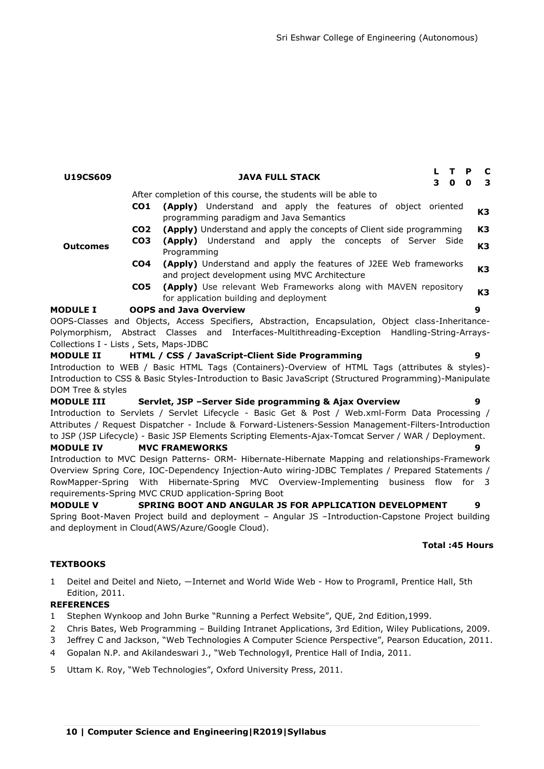| U19CS609 | JAVA FULL STACK | L | T | P | C |
|---|---|---|---|---|---|
| | | 3 | 0 | 0 | 3 |

| | | After completion of this course, the students will be able to | |
|---|---|---|---|
| **Outcomes** | **CO1** | **(Apply)** Understand and apply the features of object oriented programming paradigm and Java Semantics | **K3** |
| | **CO2** | **(Apply)** Understand and apply the concepts of Client side programming | **K3** |
| | **CO3** | **(Apply)** Understand and apply the concepts of Server Side Programming | **K3** |
| | **CO4** | **(Apply)** Understand and apply the features of J2EE Web frameworks and project development using MVC Architecture | **K3** |
| | **CO5** | **(Apply)** Use relevant Web Frameworks along with MAVEN repository for application building and deployment | **K3** |

**MODULE I OOPS and Java Overview** **9**

OOPS-Classes and Objects, Access Specifiers, Abstraction, Encapsulation, Object class-Inheritance-Polymorphism, Abstract Classes and Interfaces-Multithreading-Exception Handling-String-Arrays-Collections I - Lists , Sets, Maps-JDBC

**MODULE II HTML / CSS / JavaScript-Client Side Programming** **9**

Introduction to WEB / Basic HTML Tags (Containers)-Overview of HTML Tags (attributes & styles)-Introduction to CSS & Basic Styles-Introduction to Basic JavaScript (Structured Programming)-Manipulate DOM Tree & styles

**MODULE III Servlet, JSP –Server Side programming & Ajax Overview** **9**

Introduction to Servlets / Servlet Lifecycle - Basic Get & Post / Web.xml-Form Data Processing / Attributes / Request Dispatcher - Include & Forward-Listeners-Session Management-Filters-Introduction to JSP (JSP Lifecycle) - Basic JSP Elements Scripting Elements-Ajax-Tomcat Server / WAR / Deployment.

**MODULE IV MVC FRAMEWORKS** **9**

Introduction to MVC Design Patterns- ORM- Hibernate-Hibernate Mapping and relationships-Framework Overview Spring Core, IOC-Dependency Injection-Auto wiring-JDBC Templates / Prepared Statements / RowMapper-Spring With Hibernate-Spring MVC Overview-Implementing business flow for 3 requirements-Spring MVC CRUD application-Spring Boot

**MODULE V SPRING BOOT AND ANGULAR JS FOR APPLICATION DEVELOPMENT** **9**

Spring Boot-Maven Project build and deployment – Angular JS –Introduction-Capstone Project building and deployment in Cloud(AWS/Azure/Google Cloud).

**Total :45 Hours**

**TEXTBOOKS**

1. Deitel and Deitel and Nieto, ―Internet and World Wide Web - How to Program‖, Prentice Hall, 5th Edition, 2011.

**REFERENCES**

1. Stephen Wynkoop and John Burke "Running a Perfect Website", QUE, 2nd Edition,1999.
2. Chris Bates, Web Programming – Building Intranet Applications, 3rd Edition, Wiley Publications, 2009.
3. Jeffrey C and Jackson, "Web Technologies A Computer Science Perspective", Pearson Education, 2011.
4. Gopalan N.P. and Akilandeswari J., "Web Technology‖, Prentice Hall of India, 2011.
5. Uttam K. Roy, "Web Technologies", Oxford University Press, 2011.